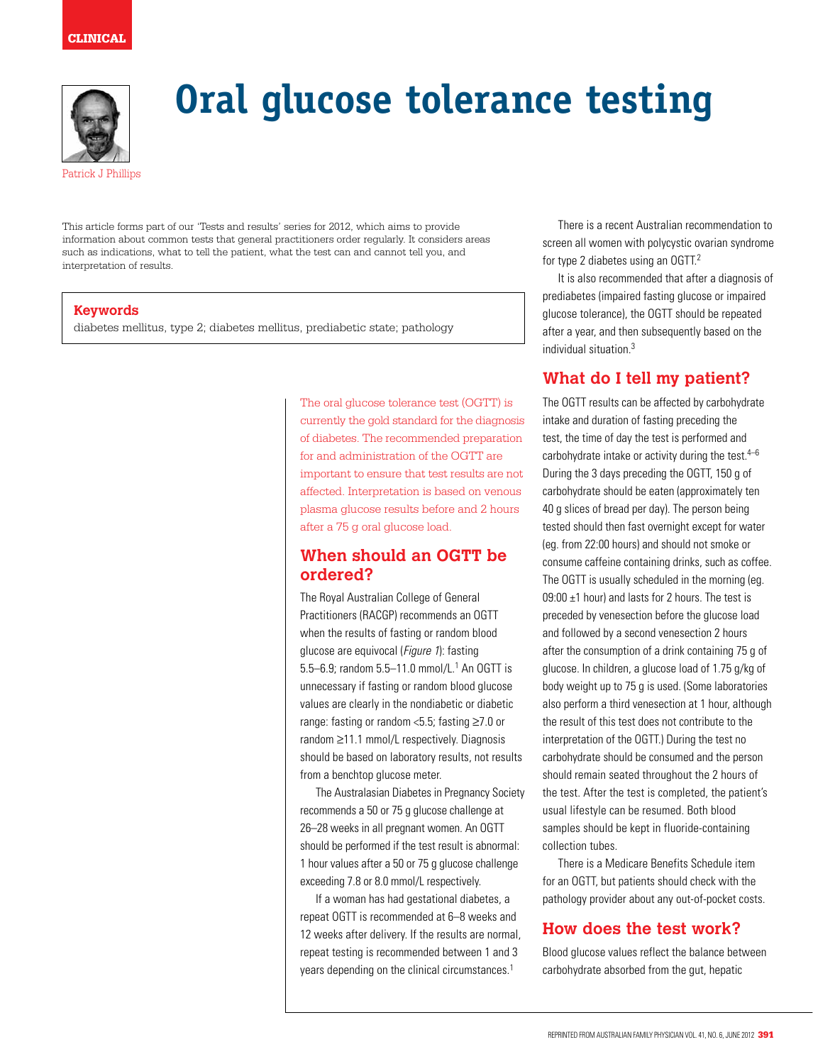CLINICAL

# Oral glucose tolerance testing

Patrick J Phillips

This article forms part of our 'Tests and results' series for 2012, which aims to provide information about common tests that general practitioners order regularly. It considers areas such as indications, what to tell the patient, what the test can and cannot tell you, and interpretation of results.

**Keywords**

diabetes mellitus, type 2; diabetes mellitus, prediabetic state; pathology

The oral glucose tolerance test (OGTT) is currently the gold standard for the diagnosis of diabetes. The recommended preparation for and administration of the OGTT are important to ensure that test results are not affected. Interpretation is based on venous plasma glucose results before and 2 hours after a 75 g oral glucose load.

## When should an OGTT be ordered?

The Royal Australian College of General Practitioners (RACGP) recommends an OGTT when the results of fasting or random blood glucose are equivocal (*Figure 1*): fasting 5.5–6.9; random 5.5–11.0 mmol/L.[1] An OGTT is unnecessary if fasting or random blood glucose values are clearly in the nondiabetic or diabetic range: fasting <5.5; fasting ≥7.0 or random ≥11.1 mmol/L respectively. Diagnosis should be based on laboratory results, not results from a benchtop glucose meter.

The Australasian Diabetes in Pregnancy Society recommends a 50 or 75 g glucose challenge at 26–28 weeks in all pregnant women. An OGTT should be performed if the test result is abnormal: 1 hour values after a 50 or 75 g glucose challenge exceeding 7.8 or 8.0 mmol/L respectively.

If a woman has had gestational diabetes, a repeat OGTT is recommended at 6–8 weeks and 12 weeks after delivery. If the results are normal, repeat testing is recommended between 1 and 3 years depending on the clinical circumstances.[1]

There is a recent Australian recommendation to screen all women with polycystic ovarian syndrome for type 2 diabetes using an OGTT.[2]

It is also recommended that after a diagnosis of prediabetes (impaired fasting glucose or impaired glucose tolerance), the OGTT should be repeated after a year, and then subsequently based on the individual situation.[3]

## What do I tell my patient?

The OGTT results can be affected by carbohydrate intake and duration of fasting preceding the test, the time of day the test is performed and carbohydrate intake or activity during the test.[4–6] During the 3 days preceding the OGTT, 150 g of carbohydrate should be eaten (approximately ten 40 g slices of bread per day). The person being tested should then fast overnight except for water (eg. from 22:00 hours) and should not smoke or consume caffeine containing drinks, such as coffee. The OGTT is usually scheduled in the morning (eg. 09:00 ±1 hour) and lasts for 2 hours. The test is preceded by venesection before the glucose load and followed by a second venesection 2 hours after the consumption of a drink containing 75 g of glucose. In children, a glucose load of 1.75 g/kg of body weight up to 75 g is used. (Some laboratories also perform a third venesection at 1 hour, although the result of this test does not contribute to the interpretation of the OGTT.) During the test no carbohydrate should be consumed and the person should remain seated throughout the 2 hours of the test. After the test is completed, the patient's usual lifestyle can be resumed. Both blood samples should be kept in fluoride-containing collection tubes.

There is a Medicare Benefits Schedule item for an OGTT, but patients should check with the pathology provider about any out-of-pocket costs.

## How does the test work?

Blood glucose values reflect the balance between carbohydrate absorbed from the gut, hepatic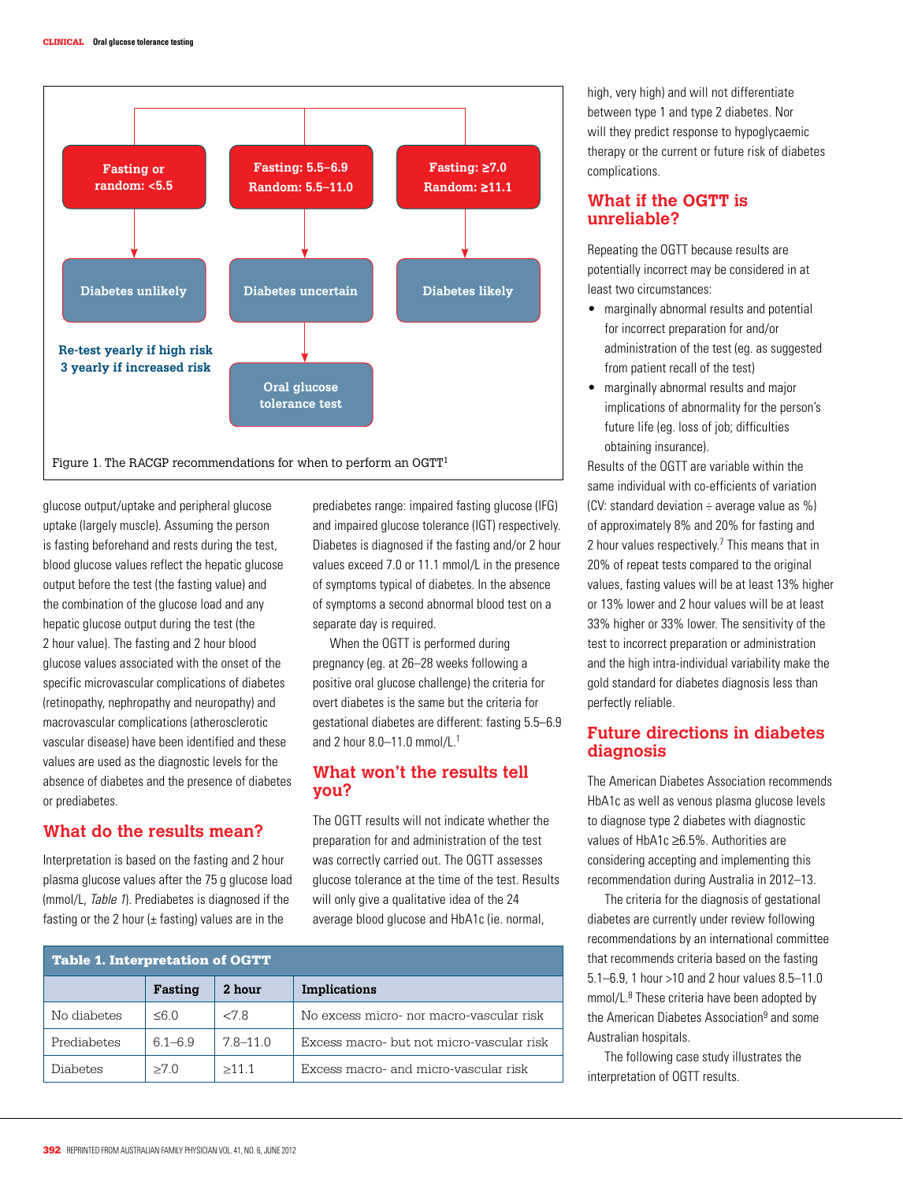Fasting or random: <5.5 → Diabetes unlikely → Re-test yearly if high risk, 3 yearly if increased risk

Fasting: 5.5–6.9, Random: 5.5–11.0 → Diabetes uncertain → Oral glucose tolerance test

Fasting: ≥7.0, Random: ≥11.1 → Diabetes likely

Figure 1. The RACGP recommendations for when to perform an OGTT[1]

glucose output/uptake and peripheral glucose uptake (largely muscle). Assuming the person is fasting beforehand and rests during the test, blood glucose values reflect the hepatic glucose output before the test (the fasting value) and the combination of the glucose load and any hepatic glucose output during the test (the 2 hour value). The fasting and 2 hour blood glucose values associated with the onset of the specific microvascular complications of diabetes (retinopathy, nephropathy and neuropathy) and macrovascular complications (atherosclerotic vascular disease) have been identified and these values are used as the diagnostic levels for the absence of diabetes and the presence of diabetes or prediabetes.

## What do the results mean?

Interpretation is based on the fasting and 2 hour plasma glucose values after the 75 g glucose load (mmol/L, *Table 1*). Prediabetes is diagnosed if the fasting or the 2 hour (± fasting) values are in the prediabetes range: impaired fasting glucose (IFG) and impaired glucose tolerance (IGT) respectively. Diabetes is diagnosed if the fasting and/or 2 hour values exceed 7.0 or 11.1 mmol/L in the presence of symptoms typical of diabetes. In the absence of symptoms a second abnormal blood test on a separate day is required.

When the OGTT is performed during pregnancy (eg. at 26–28 weeks following a positive oral glucose challenge) the criteria for overt diabetes is the same but the criteria for gestational diabetes are different: fasting 5.5–6.9 and 2 hour 8.0–11.0 mmol/L.[1]

**Table 1. Interpretation of OGTT**

| | Fasting | 2 hour | Implications |
|---|---|---|---|
| No diabetes | ≤6.0 | <7.8 | No excess micro- nor macro-vascular risk |
| Prediabetes | 6.1–6.9 | 7.8–11.0 | Excess macro- but not micro-vascular risk |
| Diabetes | ≥7.0 | ≥11.1 | Excess macro- and micro-vascular risk |

## What won't the results tell you?

The OGTT results will not indicate whether the preparation for and administration of the test was correctly carried out. The OGTT assesses glucose tolerance at the time of the test. Results will only give a qualitative idea of the 24 average blood glucose and HbA1c (ie. normal, high, very high) and will not differentiate between type 1 and type 2 diabetes. Nor will they predict response to hypoglycaemic therapy or the current or future risk of diabetes complications.

## What if the OGTT is unreliable?

Repeating the OGTT because results are potentially incorrect may be considered in at least two circumstances:

- marginally abnormal results and potential for incorrect preparation for and/or administration of the test (eg. as suggested from patient recall of the test)
- marginally abnormal results and major implications of abnormality for the person's future life (eg. loss of job; difficulties obtaining insurance).

Results of the OGTT are variable within the same individual with co-efficients of variation (CV: standard deviation ÷ average value as %) of approximately 8% and 20% for fasting and 2 hour values respectively.[7] This means that in 20% of repeat tests compared to the original values, fasting values will be at least 13% higher or 13% lower and 2 hour values will be at least 33% higher or 33% lower. The sensitivity of the test to incorrect preparation or administration and the high intra-individual variability make the gold standard for diabetes diagnosis less than perfectly reliable.

## Future directions in diabetes diagnosis

The American Diabetes Association recommends HbA1c as well as venous plasma glucose levels to diagnose type 2 diabetes with diagnostic values of HbA1c ≥6.5%. Authorities are considering accepting and implementing this recommendation during Australia in 2012–13.

The criteria for the diagnosis of gestational diabetes are currently under review following recommendations by an international committee that recommends criteria based on the fasting 5.1–6.9, 1 hour >10 and 2 hour values 8.5–11.0 mmol/L.[8] These criteria have been adopted by the American Diabetes Association[9] and some Australian hospitals.

The following case study illustrates the interpretation of OGTT results.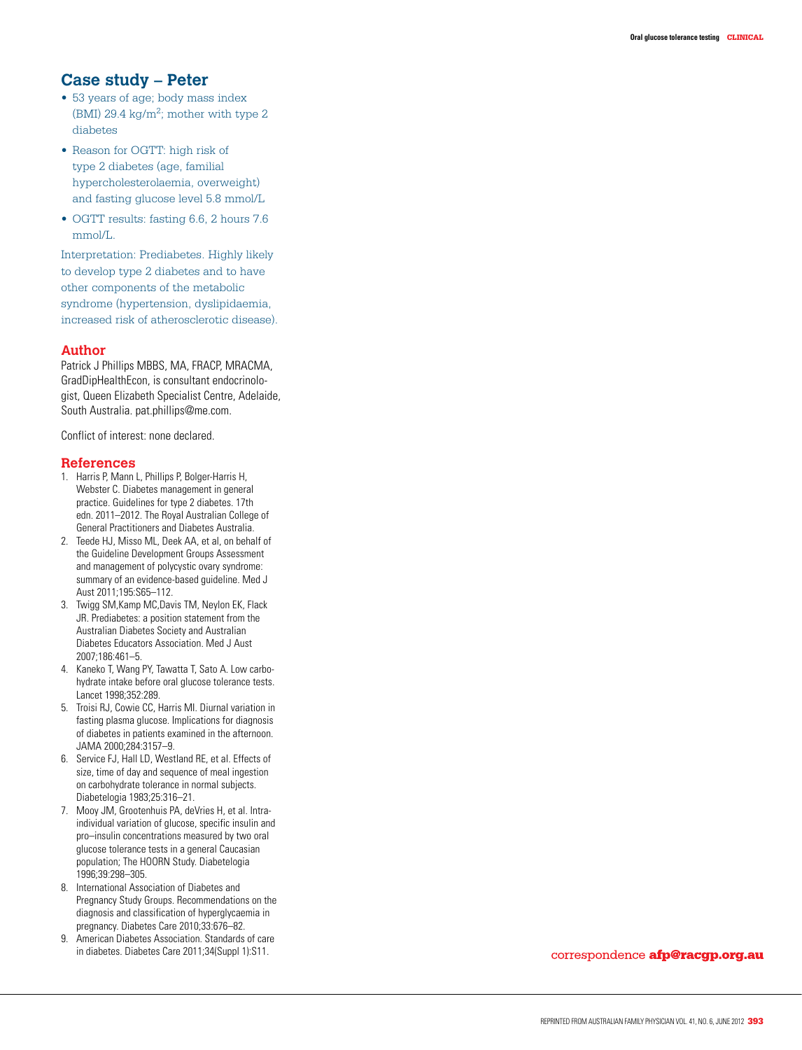## Case study – Peter

- 53 years of age; body mass index (BMI) 29.4 kg/m$^2$; mother with type 2 diabetes
- Reason for OGTT: high risk of type 2 diabetes (age, familial hypercholesterolaemia, overweight) and fasting glucose level 5.8 mmol/L
- OGTT results: fasting 6.6, 2 hours 7.6 mmol/L.

Interpretation: Prediabetes. Highly likely to develop type 2 diabetes and to have other components of the metabolic syndrome (hypertension, dyslipidaemia, increased risk of atherosclerotic disease).

## Author

Patrick J Phillips MBBS, MA, FRACP, MRACMA, GradDipHealthEcon, is consultant endocrinologist, Queen Elizabeth Specialist Centre, Adelaide, South Australia. pat.phillips@me.com.

Conflict of interest: none declared.

## References

1. Harris P, Mann L, Phillips P, Bolger-Harris H, Webster C. Diabetes management in general practice. Guidelines for type 2 diabetes. 17th edn. 2011–2012. The Royal Australian College of General Practitioners and Diabetes Australia.
2. Teede HJ, Misso ML, Deek AA, et al, on behalf of the Guideline Development Groups Assessment and management of polycystic ovary syndrome: summary of an evidence-based guideline. Med J Aust 2011;195:S65–112.
3. Twigg SM,Kamp MC,Davis TM, Neylon EK, Flack JR. Prediabetes: a position statement from the Australian Diabetes Society and Australian Diabetes Educators Association. Med J Aust 2007;186:461–5.
4. Kaneko T, Wang PY, Tawatta T, Sato A. Low carbohydrate intake before oral glucose tolerance tests. Lancet 1998;352:289.
5. Troisi RJ, Cowie CC, Harris MI. Diurnal variation in fasting plasma glucose. Implications for diagnosis of diabetes in patients examined in the afternoon. JAMA 2000;284:3157–9.
6. Service FJ, Hall LD, Westland RE, et al. Effects of size, time of day and sequence of meal ingestion on carbohydrate tolerance in normal subjects. Diabetelogia 1983;25:316–21.
7. Mooy JM, Grootenhuis PA, deVries H, et al. Intra-individual variation of glucose, specific insulin and pro–insulin concentrations measured by two oral glucose tolerance tests in a general Caucasian population; The HOORN Study. Diabetelogia 1996;39:298–305.
8. International Association of Diabetes and Pregnancy Study Groups. Recommendations on the diagnosis and classification of hyperglycaemia in pregnancy. Diabetes Care 2010;33:676–82.
9. American Diabetes Association. Standards of care in diabetes. Diabetes Care 2011;34(Suppl 1):S11.

correspondence **afp@racgp.org.au**